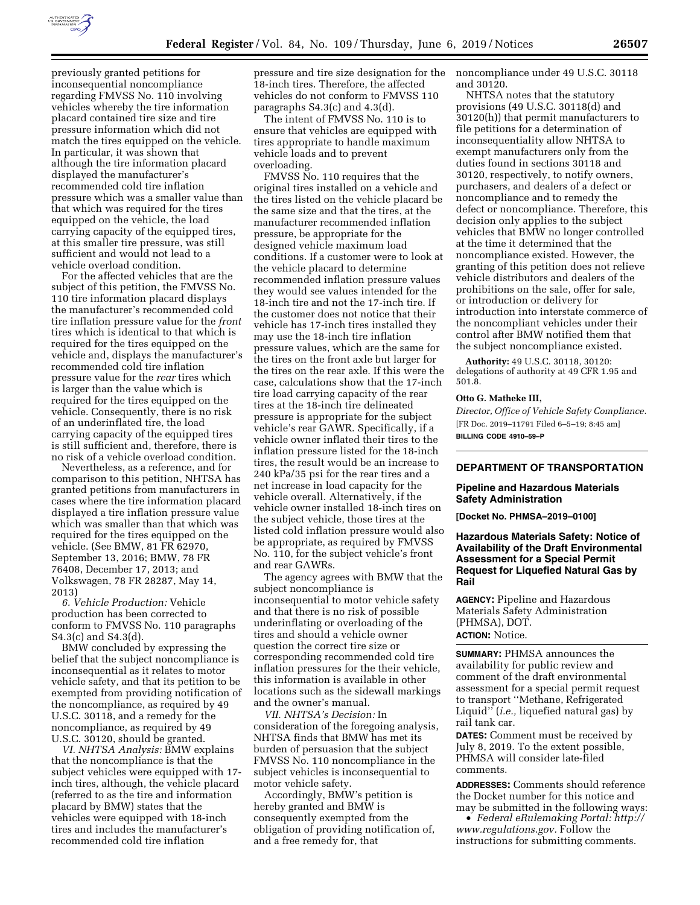previously granted petitions for inconsequential noncompliance regarding FMVSS No. 110 involving vehicles whereby the tire information placard contained tire size and tire pressure information which did not match the tires equipped on the vehicle. In particular, it was shown that although the tire information placard displayed the manufacturer's recommended cold tire inflation pressure which was a smaller value than that which was required for the tires equipped on the vehicle, the load carrying capacity of the equipped tires, at this smaller tire pressure, was still sufficient and would not lead to a vehicle overload condition.

For the affected vehicles that are the subject of this petition, the FMVSS No. 110 tire information placard displays the manufacturer's recommended cold tire inflation pressure value for the *front* tires which is identical to that which is required for the tires equipped on the vehicle and, displays the manufacturer's recommended cold tire inflation pressure value for the *rear* tires which is larger than the value which is required for the tires equipped on the vehicle. Consequently, there is no risk of an underinflated tire, the load carrying capacity of the equipped tires is still sufficient and, therefore, there is no risk of a vehicle overload condition.

Nevertheless, as a reference, and for comparison to this petition, NHTSA has granted petitions from manufacturers in cases where the tire information placard displayed a tire inflation pressure value which was smaller than that which was required for the tires equipped on the vehicle. (See BMW, 81 FR 62970, September 13, 2016; BMW, 78 FR 76408, December 17, 2013; and Volkswagen, 78 FR 28287, May 14, 2013)

*6. Vehicle Production:* Vehicle production has been corrected to conform to FMVSS No. 110 paragraphs S4.3(c) and S4.3(d).

BMW concluded by expressing the belief that the subject noncompliance is inconsequential as it relates to motor vehicle safety, and that its petition to be exempted from providing notification of the noncompliance, as required by 49 U.S.C. 30118, and a remedy for the noncompliance, as required by 49 U.S.C. 30120, should be granted.

*VI. NHTSA Analysis:* BMW explains that the noncompliance is that the subject vehicles were equipped with 17-inch tires, although, the vehicle placard (referred to as the tire and information placard by BMW) states that the vehicles were equipped with 18-inch tires and includes the manufacturer's recommended cold tire inflation pressure and tire size designation for the 18-inch tires. Therefore, the affected vehicles do not conform to FMVSS 110 paragraphs S4.3(c) and 4.3(d).

The intent of FMVSS No. 110 is to ensure that vehicles are equipped with tires appropriate to handle maximum vehicle loads and to prevent overloading.

FMVSS No. 110 requires that the original tires installed on a vehicle and the tires listed on the vehicle placard be the same size and that the tires, at the manufacturer recommended inflation pressure, be appropriate for the designed vehicle maximum load conditions. If a customer were to look at the vehicle placard to determine recommended inflation pressure values they would see values intended for the 18-inch tire and not the 17-inch tire. If the customer does not notice that their vehicle has 17-inch tires installed they may use the 18-inch tire inflation pressure values, which are the same for the tires on the front axle but larger for the tires on the rear axle. If this were the case, calculations show that the 17-inch tire load carrying capacity of the rear tires at the 18-inch tire delineated pressure is appropriate for the subject vehicle's rear GAWR. Specifically, if a vehicle owner inflated their tires to the inflation pressure listed for the 18-inch tires, the result would be an increase to 240 kPa/35 psi for the rear tires and a net increase in load capacity for the vehicle overall. Alternatively, if the vehicle owner installed 18-inch tires on the subject vehicle, those tires at the listed cold inflation pressure would also be appropriate, as required by FMVSS No. 110, for the subject vehicle's front and rear GAWRs.

The agency agrees with BMW that the subject noncompliance is inconsequential to motor vehicle safety and that there is no risk of possible underinflating or overloading of the tires and should a vehicle owner question the correct tire size or corresponding recommended cold tire inflation pressures for the their vehicle, this information is available in other locations such as the sidewall markings and the owner's manual.

*VII. NHTSA's Decision:* In consideration of the foregoing analysis, NHTSA finds that BMW has met its burden of persuasion that the subject FMVSS No. 110 noncompliance in the subject vehicles is inconsequential to motor vehicle safety.

Accordingly, BMW's petition is hereby granted and BMW is consequently exempted from the obligation of providing notification of, and a free remedy for, that noncompliance under 49 U.S.C. 30118 and 30120.

NHTSA notes that the statutory provisions (49 U.S.C. 30118(d) and 30120(h)) that permit manufacturers to file petitions for a determination of inconsequentiality allow NHTSA to exempt manufacturers only from the duties found in sections 30118 and 30120, respectively, to notify owners, purchasers, and dealers of a defect or noncompliance and to remedy the defect or noncompliance. Therefore, this decision only applies to the subject vehicles that BMW no longer controlled at the time it determined that the noncompliance existed. However, the granting of this petition does not relieve vehicle distributors and dealers of the prohibitions on the sale, offer for sale, or introduction or delivery for introduction into interstate commerce of the noncompliant vehicles under their control after BMW notified them that the subject noncompliance existed.

**Authority:** 49 U.S.C. 30118, 30120: delegations of authority at 49 CFR 1.95 and 501.8.

**Otto G. Matheke III,**

*Director, Office of Vehicle Safety Compliance.*

[FR Doc. 2019–11791 Filed 6–5–19; 8:45 am]

**BILLING CODE 4910–59–P**

---

## DEPARTMENT OF TRANSPORTATION

### Pipeline and Hazardous Materials Safety Administration

**[Docket No. PHMSA–2019–0100]**

### Hazardous Materials Safety: Notice of Availability of the Draft Environmental Assessment for a Special Permit Request for Liquefied Natural Gas by Rail

**AGENCY:** Pipeline and Hazardous Materials Safety Administration (PHMSA), DOT.

**ACTION:** Notice.

**SUMMARY:** PHMSA announces the availability for public review and comment of the draft environmental assessment for a special permit request to transport ''Methane, Refrigerated Liquid'' (*i.e.,* liquefied natural gas) by rail tank car.

**DATES:** Comment must be received by July 8, 2019. To the extent possible, PHMSA will consider late-filed comments.

**ADDRESSES:** Comments should reference the Docket number for this notice and may be submitted in the following ways:

- *Federal eRulemaking Portal: http://www.regulations.gov.* Follow the instructions for submitting comments.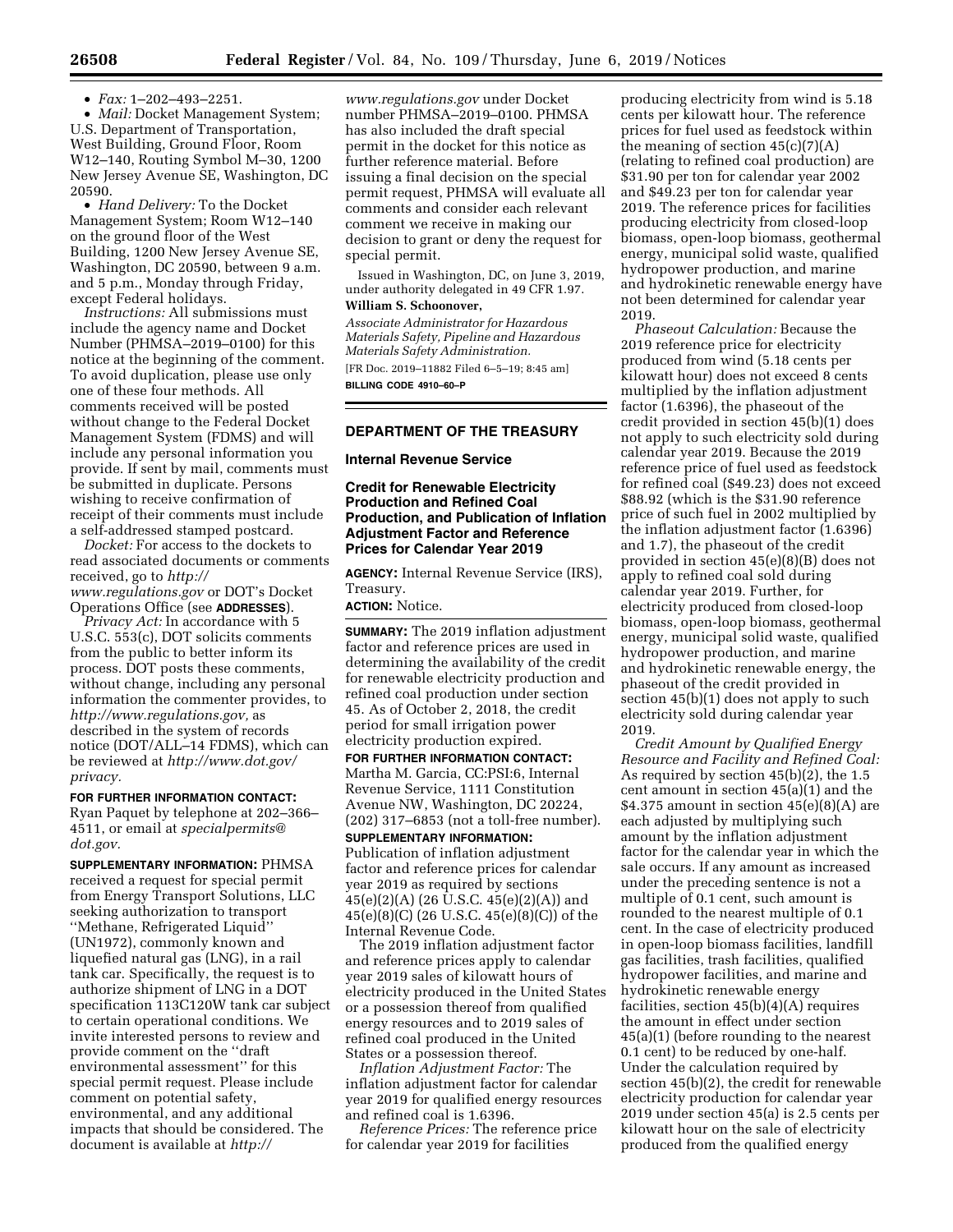- *Fax:* 1–202–493–2251.
- *Mail:* Docket Management System; U.S. Department of Transportation, West Building, Ground Floor, Room W12–140, Routing Symbol M–30, 1200 New Jersey Avenue SE, Washington, DC 20590.
- *Hand Delivery:* To the Docket Management System; Room W12–140 on the ground floor of the West Building, 1200 New Jersey Avenue SE, Washington, DC 20590, between 9 a.m. and 5 p.m., Monday through Friday, except Federal holidays.

*Instructions:* All submissions must include the agency name and Docket Number (PHMSA–2019–0100) for this notice at the beginning of the comment. To avoid duplication, please use only one of these four methods. All comments received will be posted without change to the Federal Docket Management System (FDMS) and will include any personal information you provide. If sent by mail, comments must be submitted in duplicate. Persons wishing to receive confirmation of receipt of their comments must include a self-addressed stamped postcard.

*Docket:* For access to the dockets to read associated documents or comments received, go to *http://www.regulations.gov* or DOT's Docket Operations Office (see **ADDRESSES**).

*Privacy Act:* In accordance with 5 U.S.C. 553(c), DOT solicits comments from the public to better inform its process. DOT posts these comments, without change, including any personal information the commenter provides, to *http://www.regulations.gov,* as described in the system of records notice (DOT/ALL–14 FDMS), which can be reviewed at *http://www.dot.gov/privacy.*

**FOR FURTHER INFORMATION CONTACT:** Ryan Paquet by telephone at 202–366–4511, or email at *specialpermits@dot.gov.*

**SUPPLEMENTARY INFORMATION:** PHMSA received a request for special permit from Energy Transport Solutions, LLC seeking authorization to transport ''Methane, Refrigerated Liquid'' (UN1972), commonly known and liquefied natural gas (LNG), in a rail tank car. Specifically, the request is to authorize shipment of LNG in a DOT specification 113C120W tank car subject to certain operational conditions. We invite interested persons to review and provide comment on the ''draft environmental assessment'' for this special permit request. Please include comment on potential safety, environmental, and any additional impacts that should be considered. The document is available at *http://www.regulations.gov* under Docket number PHMSA–2019–0100. PHMSA has also included the draft special permit in the docket for this notice as further reference material. Before issuing a final decision on the special permit request, PHMSA will evaluate all comments and consider each relevant comment we receive in making our decision to grant or deny the request for special permit.

Issued in Washington, DC, on June 3, 2019, under authority delegated in 49 CFR 1.97.

**William S. Schoonover,**

*Associate Administrator for Hazardous Materials Safety, Pipeline and Hazardous Materials Safety Administration.*

[FR Doc. 2019–11882 Filed 6–5–19; 8:45 am]

**BILLING CODE 4910–60–P**

## DEPARTMENT OF THE TREASURY

### Internal Revenue Service

### Credit for Renewable Electricity Production and Refined Coal Production, and Publication of Inflation Adjustment Factor and Reference Prices for Calendar Year 2019

**AGENCY:** Internal Revenue Service (IRS), Treasury.

**ACTION:** Notice.

**SUMMARY:** The 2019 inflation adjustment factor and reference prices are used in determining the availability of the credit for renewable electricity production and refined coal production under section 45. As of October 2, 2018, the credit period for small irrigation power electricity production expired.

**FOR FURTHER INFORMATION CONTACT:** Martha M. Garcia, CC:PSI:6, Internal Revenue Service, 1111 Constitution Avenue NW, Washington, DC 20224, (202) 317–6853 (not a toll-free number).

**SUPPLEMENTARY INFORMATION:** Publication of inflation adjustment factor and reference prices for calendar year 2019 as required by sections 45(e)(2)(A) (26 U.S.C. 45(e)(2)(A)) and 45(e)(8)(C) (26 U.S.C. 45(e)(8)(C)) of the Internal Revenue Code.

The 2019 inflation adjustment factor and reference prices apply to calendar year 2019 sales of kilowatt hours of electricity produced in the United States or a possession thereof from qualified energy resources and to 2019 sales of refined coal produced in the United States or a possession thereof.

*Inflation Adjustment Factor:* The inflation adjustment factor for calendar year 2019 for qualified energy resources and refined coal is 1.6396.

*Reference Prices:* The reference price for calendar year 2019 for facilities producing electricity from wind is 5.18 cents per kilowatt hour. The reference prices for fuel used as feedstock within the meaning of section 45(c)(7)(A) (relating to refined coal production) are $31.90 per ton for calendar year 2002 and $49.23 per ton for calendar year 2019. The reference prices for facilities producing electricity from closed-loop biomass, open-loop biomass, geothermal energy, municipal solid waste, qualified hydropower production, and marine and hydrokinetic renewable energy have not been determined for calendar year 2019.

*Phaseout Calculation:* Because the 2019 reference price for electricity produced from wind (5.18 cents per kilowatt hour) does not exceed 8 cents multiplied by the inflation adjustment factor (1.6396), the phaseout of the credit provided in section 45(b)(1) does not apply to such electricity sold during calendar year 2019. Because the 2019 reference price of fuel used as feedstock for refined coal ($49.23) does not exceed $88.92 (which is the $31.90 reference price of such fuel in 2002 multiplied by the inflation adjustment factor (1.6396) and 1.7), the phaseout of the credit provided in section 45(e)(8)(B) does not apply to refined coal sold during calendar year 2019. Further, for electricity produced from closed-loop biomass, open-loop biomass, geothermal energy, municipal solid waste, qualified hydropower production, and marine and hydrokinetic renewable energy, the phaseout of the credit provided in section 45(b)(1) does not apply to such electricity sold during calendar year 2019.

*Credit Amount by Qualified Energy Resource and Facility and Refined Coal:* As required by section 45(b)(2), the 1.5 cent amount in section 45(a)(1) and the $4.375 amount in section 45(e)(8)(A) are each adjusted by multiplying such amount by the inflation adjustment factor for the calendar year in which the sale occurs. If any amount as increased under the preceding sentence is not a multiple of 0.1 cent, such amount is rounded to the nearest multiple of 0.1 cent. In the case of electricity produced in open-loop biomass facilities, landfill gas facilities, trash facilities, qualified hydropower facilities, and marine and hydrokinetic renewable energy facilities, section 45(b)(4)(A) requires the amount in effect under section 45(a)(1) (before rounding to the nearest 0.1 cent) to be reduced by one-half. Under the calculation required by section 45(b)(2), the credit for renewable electricity production for calendar year 2019 under section 45(a) is 2.5 cents per kilowatt hour on the sale of electricity produced from the qualified energy